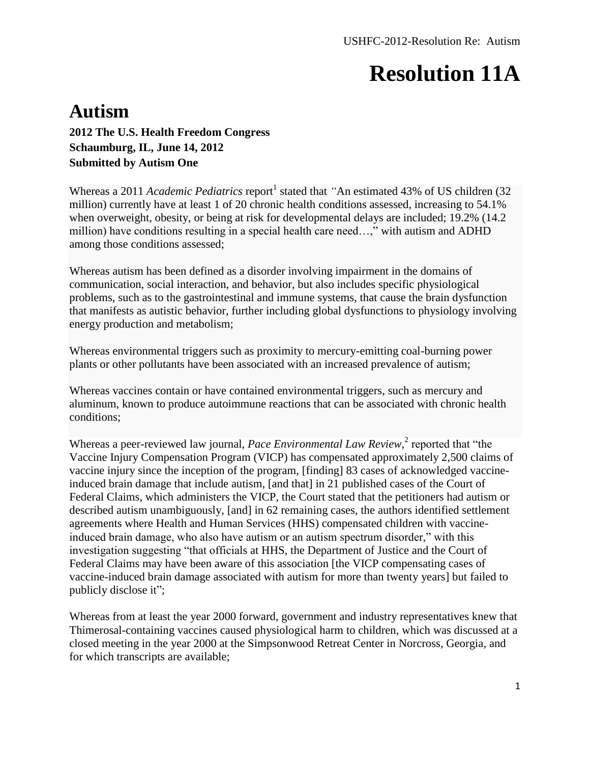# Resolution 11A

## Autism

**2012 The U.S. Health Freedom Congress**
**Schaumburg, IL, June 14, 2012**
**Submitted by Autism One**

Whereas a 2011 *Academic Pediatrics* report[1] stated that "An estimated 43% of US children (32 million) currently have at least 1 of 20 chronic health conditions assessed, increasing to 54.1% when overweight, obesity, or being at risk for developmental delays are included; 19.2% (14.2 million) have conditions resulting in a special health care need…," with autism and ADHD among those conditions assessed;

Whereas autism has been defined as a disorder involving impairment in the domains of communication, social interaction, and behavior, but also includes specific physiological problems, such as to the gastrointestinal and immune systems, that cause the brain dysfunction that manifests as autistic behavior, further including global dysfunctions to physiology involving energy production and metabolism;

Whereas environmental triggers such as proximity to mercury-emitting coal-burning power plants or other pollutants have been associated with an increased prevalence of autism;

Whereas vaccines contain or have contained environmental triggers, such as mercury and aluminum, known to produce autoimmune reactions that can be associated with chronic health conditions;

Whereas a peer-reviewed law journal, *Pace Environmental Law Review*,[2] reported that "the Vaccine Injury Compensation Program (VICP) has compensated approximately 2,500 claims of vaccine injury since the inception of the program, [finding] 83 cases of acknowledged vaccine-induced brain damage that include autism, [and that] in 21 published cases of the Court of Federal Claims, which administers the VICP, the Court stated that the petitioners had autism or described autism unambiguously, [and] in 62 remaining cases, the authors identified settlement agreements where Health and Human Services (HHS) compensated children with vaccine-induced brain damage, who also have autism or an autism spectrum disorder," with this investigation suggesting "that officials at HHS, the Department of Justice and the Court of Federal Claims may have been aware of this association [the VICP compensating cases of vaccine-induced brain damage associated with autism for more than twenty years] but failed to publicly disclose it";

Whereas from at least the year 2000 forward, government and industry representatives knew that Thimerosal-containing vaccines caused physiological harm to children, which was discussed at a closed meeting in the year 2000 at the Simpsonwood Retreat Center in Norcross, Georgia, and for which transcripts are available;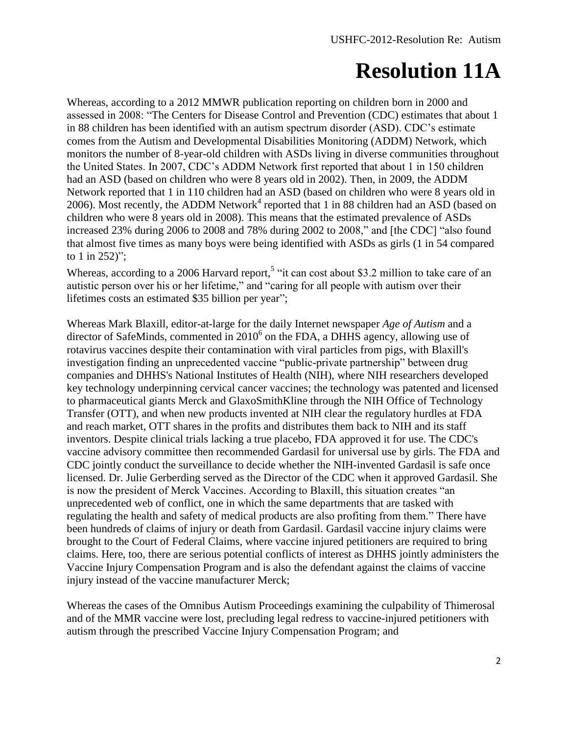# Resolution 11A

Whereas, according to a 2012 MMWR publication reporting on children born in 2000 and assessed in 2008: "The Centers for Disease Control and Prevention (CDC) estimates that about 1 in 88 children has been identified with an autism spectrum disorder (ASD). CDC's estimate comes from the Autism and Developmental Disabilities Monitoring (ADDM) Network, which monitors the number of 8-year-old children with ASDs living in diverse communities throughout the United States. In 2007, CDC's ADDM Network first reported that about 1 in 150 children had an ASD (based on children who were 8 years old in 2002). Then, in 2009, the ADDM Network reported that 1 in 110 children had an ASD (based on children who were 8 years old in 2006). Most recently, the ADDM Network[4] reported that 1 in 88 children had an ASD (based on children who were 8 years old in 2008). This means that the estimated prevalence of ASDs increased 23% during 2006 to 2008 and 78% during 2002 to 2008," and [the CDC] "also found that almost five times as many boys were being identified with ASDs as girls (1 in 54 compared to 1 in 252)";

Whereas, according to a 2006 Harvard report,[5] "it can cost about $3.2 million to take care of an autistic person over his or her lifetime," and "caring for all people with autism over their lifetimes costs an estimated $35 billion per year";

Whereas Mark Blaxill, editor-at-large for the daily Internet newspaper *Age of Autism* and a director of SafeMinds, commented in 2010[6] on the FDA, a DHHS agency, allowing use of rotavirus vaccines despite their contamination with viral particles from pigs, with Blaxill's investigation finding an unprecedented vaccine "public-private partnership" between drug companies and DHHS's National Institutes of Health (NIH), where NIH researchers developed key technology underpinning cervical cancer vaccines; the technology was patented and licensed to pharmaceutical giants Merck and GlaxoSmithKline through the NIH Office of Technology Transfer (OTT), and when new products invented at NIH clear the regulatory hurdles at FDA and reach market, OTT shares in the profits and distributes them back to NIH and its staff inventors. Despite clinical trials lacking a true placebo, FDA approved it for use. The CDC's vaccine advisory committee then recommended Gardasil for universal use by girls. The FDA and CDC jointly conduct the surveillance to decide whether the NIH-invented Gardasil is safe once licensed. Dr. Julie Gerberding served as the Director of the CDC when it approved Gardasil. She is now the president of Merck Vaccines. According to Blaxill, this situation creates "an unprecedented web of conflict, one in which the same departments that are tasked with regulating the health and safety of medical products are also profiting from them." There have been hundreds of claims of injury or death from Gardasil. Gardasil vaccine injury claims were brought to the Court of Federal Claims, where vaccine injured petitioners are required to bring claims. Here, too, there are serious potential conflicts of interest as DHHS jointly administers the Vaccine Injury Compensation Program and is also the defendant against the claims of vaccine injury instead of the vaccine manufacturer Merck;

Whereas the cases of the Omnibus Autism Proceedings examining the culpability of Thimerosal and of the MMR vaccine were lost, precluding legal redress to vaccine-injured petitioners with autism through the prescribed Vaccine Injury Compensation Program; and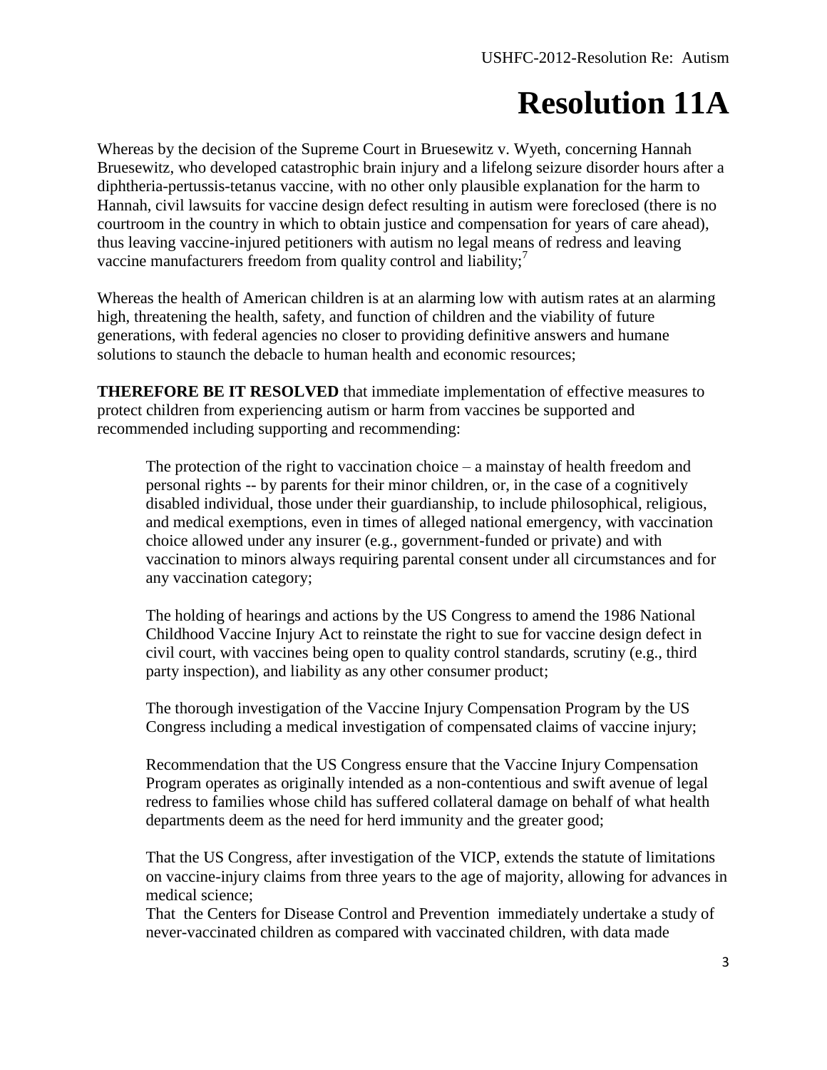# Resolution 11A

Whereas by the decision of the Supreme Court in Bruesewitz v. Wyeth, concerning Hannah Bruesewitz, who developed catastrophic brain injury and a lifelong seizure disorder hours after a diphtheria-pertussis-tetanus vaccine, with no other only plausible explanation for the harm to Hannah, civil lawsuits for vaccine design defect resulting in autism were foreclosed (there is no courtroom in the country in which to obtain justice and compensation for years of care ahead), thus leaving vaccine-injured petitioners with autism no legal means of redress and leaving vaccine manufacturers freedom from quality control and liability;[7]

Whereas the health of American children is at an alarming low with autism rates at an alarming high, threatening the health, safety, and function of children and the viability of future generations, with federal agencies no closer to providing definitive answers and humane solutions to staunch the debacle to human health and economic resources;

**THEREFORE BE IT RESOLVED** that immediate implementation of effective measures to protect children from experiencing autism or harm from vaccines be supported and recommended including supporting and recommending:

The protection of the right to vaccination choice – a mainstay of health freedom and personal rights -- by parents for their minor children, or, in the case of a cognitively disabled individual, those under their guardianship, to include philosophical, religious, and medical exemptions, even in times of alleged national emergency, with vaccination choice allowed under any insurer (e.g., government-funded or private) and with vaccination to minors always requiring parental consent under all circumstances and for any vaccination category;

The holding of hearings and actions by the US Congress to amend the 1986 National Childhood Vaccine Injury Act to reinstate the right to sue for vaccine design defect in civil court, with vaccines being open to quality control standards, scrutiny (e.g., third party inspection), and liability as any other consumer product;

The thorough investigation of the Vaccine Injury Compensation Program by the US Congress including a medical investigation of compensated claims of vaccine injury;

Recommendation that the US Congress ensure that the Vaccine Injury Compensation Program operates as originally intended as a non-contentious and swift avenue of legal redress to families whose child has suffered collateral damage on behalf of what health departments deem as the need for herd immunity and the greater good;

That the US Congress, after investigation of the VICP, extends the statute of limitations on vaccine-injury claims from three years to the age of majority, allowing for advances in medical science;

That the Centers for Disease Control and Prevention immediately undertake a study of never-vaccinated children as compared with vaccinated children, with data made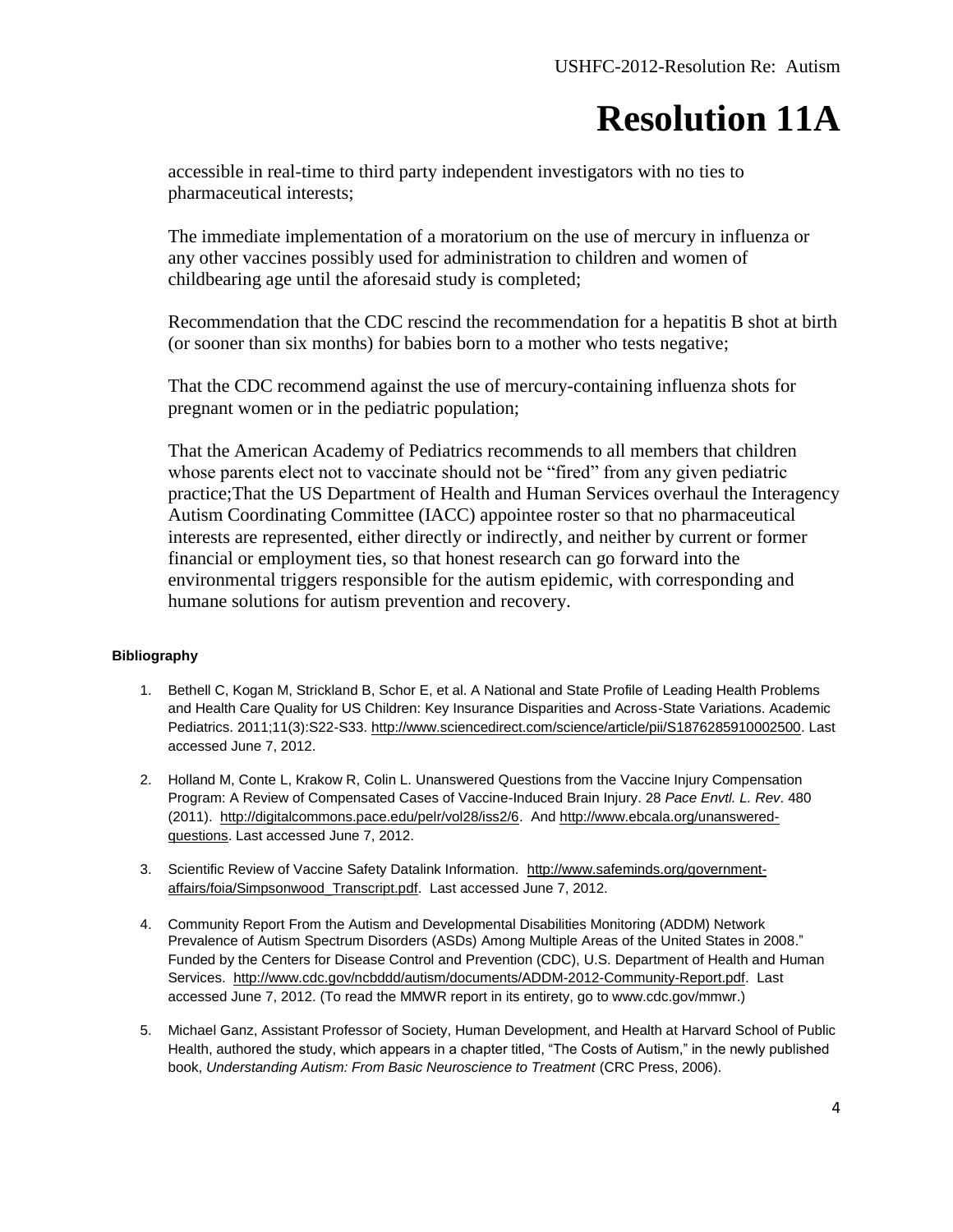# Resolution 11A

accessible in real-time to third party independent investigators with no ties to pharmaceutical interests;

The immediate implementation of a moratorium on the use of mercury in influenza or any other vaccines possibly used for administration to children and women of childbearing age until the aforesaid study is completed;

Recommendation that the CDC rescind the recommendation for a hepatitis B shot at birth (or sooner than six months) for babies born to a mother who tests negative;

That the CDC recommend against the use of mercury-containing influenza shots for pregnant women or in the pediatric population;

That the American Academy of Pediatrics recommends to all members that children whose parents elect not to vaccinate should not be "fired" from any given pediatric practice;That the US Department of Health and Human Services overhaul the Interagency Autism Coordinating Committee (IACC) appointee roster so that no pharmaceutical interests are represented, either directly or indirectly, and neither by current or former financial or employment ties, so that honest research can go forward into the environmental triggers responsible for the autism epidemic, with corresponding and humane solutions for autism prevention and recovery.

**Bibliography**

1. Bethell C, Kogan M, Strickland B, Schor E, et al. A National and State Profile of Leading Health Problems and Health Care Quality for US Children: Key Insurance Disparities and Across-State Variations. Academic Pediatrics. 2011;11(3):S22-S33. http://www.sciencedirect.com/science/article/pii/S1876285910002500. Last accessed June 7, 2012.

2. Holland M, Conte L, Krakow R, Colin L. Unanswered Questions from the Vaccine Injury Compensation Program: A Review of Compensated Cases of Vaccine-Induced Brain Injury. 28 *Pace Envtl. L. Rev*. 480 (2011). http://digitalcommons.pace.edu/pelr/vol28/iss2/6. And http://www.ebcala.org/unanswered-questions. Last accessed June 7, 2012.

3. Scientific Review of Vaccine Safety Datalink Information. http://www.safeminds.org/government-affairs/foia/Simpsonwood_Transcript.pdf. Last accessed June 7, 2012.

4. Community Report From the Autism and Developmental Disabilities Monitoring (ADDM) Network Prevalence of Autism Spectrum Disorders (ASDs) Among Multiple Areas of the United States in 2008." Funded by the Centers for Disease Control and Prevention (CDC), U.S. Department of Health and Human Services. http://www.cdc.gov/ncbddd/autism/documents/ADDM-2012-Community-Report.pdf. Last accessed June 7, 2012. (To read the MMWR report in its entirety, go to www.cdc.gov/mmwr.)

5. Michael Ganz, Assistant Professor of Society, Human Development, and Health at Harvard School of Public Health, authored the study, which appears in a chapter titled, "The Costs of Autism," in the newly published book, *Understanding Autism: From Basic Neuroscience to Treatment* (CRC Press, 2006).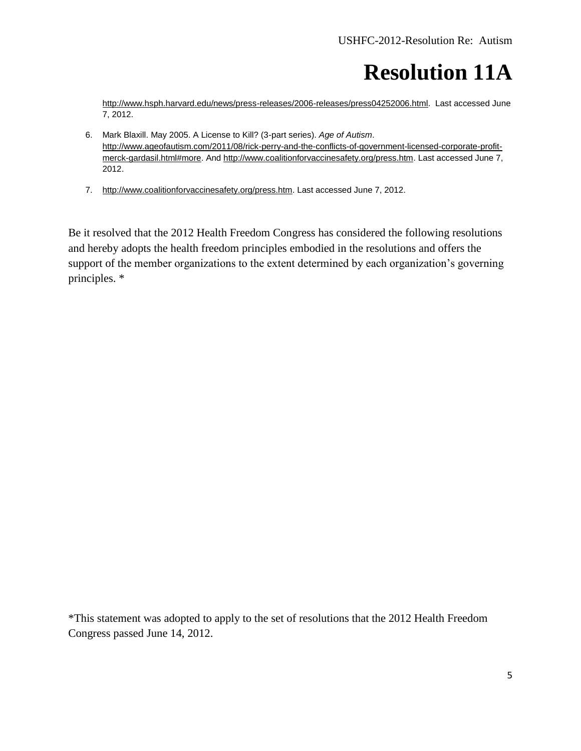# Resolution 11A

http://www.hsph.harvard.edu/news/press-releases/2006-releases/press04252006.html. Last accessed June 7, 2012.

6. Mark Blaxill. May 2005. A License to Kill? (3-part series). *Age of Autism*. http://www.ageofautism.com/2011/08/rick-perry-and-the-conflicts-of-government-licensed-corporate-profit-merck-gardasil.html#more. And http://www.coalitionforvaccinesafety.org/press.htm. Last accessed June 7, 2012.

7. http://www.coalitionforvaccinesafety.org/press.htm. Last accessed June 7, 2012.

Be it resolved that the 2012 Health Freedom Congress has considered the following resolutions and hereby adopts the health freedom principles embodied in the resolutions and offers the support of the member organizations to the extent determined by each organization's governing principles. *

*This statement was adopted to apply to the set of resolutions that the 2012 Health Freedom Congress passed June 14, 2012.